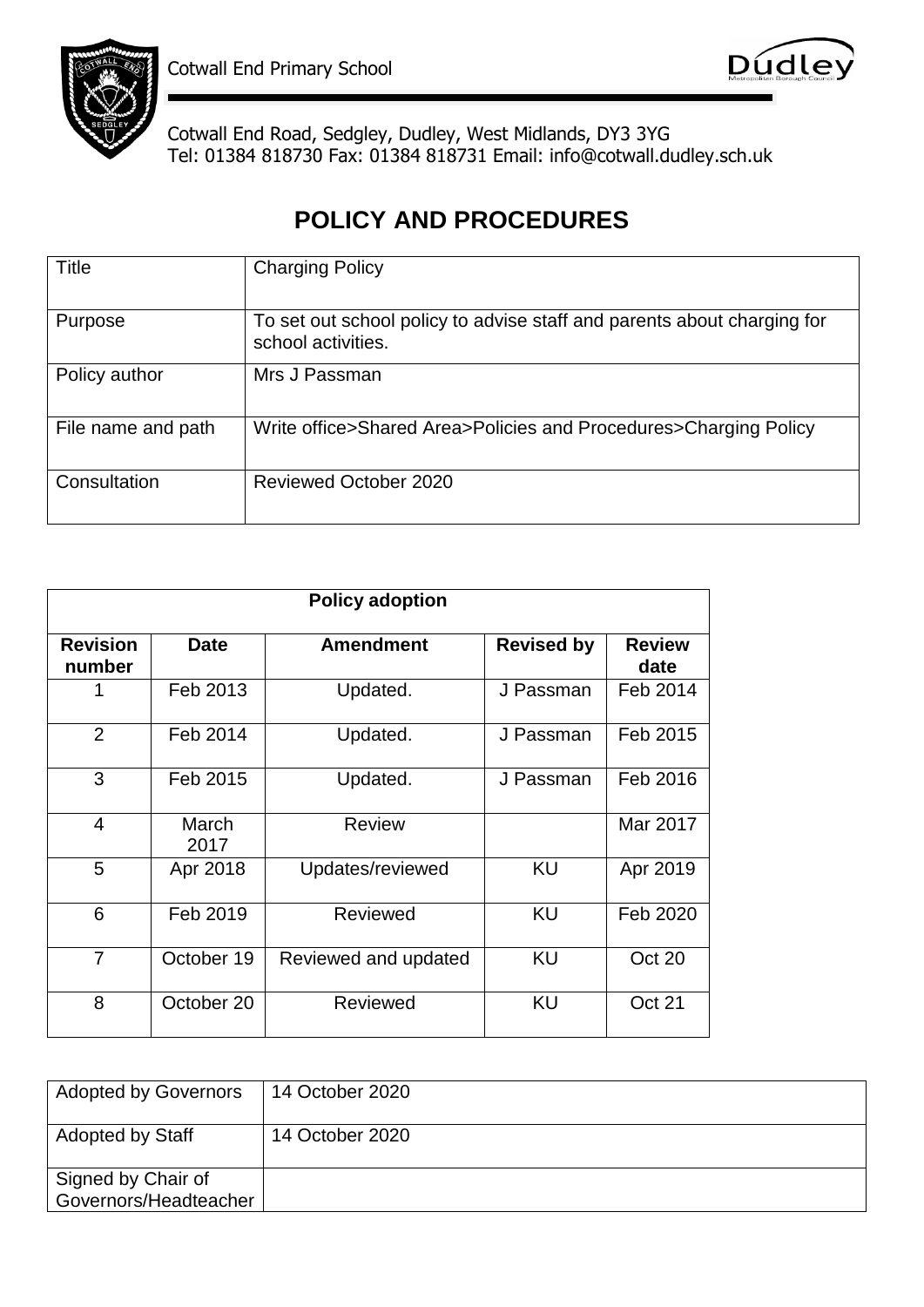Cotwall End Primary School

Cotwall End Road, Sedgley, Dudley, West Midlands, DY3 3YG
Tel: 01384 818730 Fax: 01384 818731 Email: info@cotwall.dudley.sch.uk

# POLICY AND PROCEDURES

| Title | Charging Policy |
|---|---|
| Purpose | To set out school policy to advise staff and parents about charging for school activities. |
| Policy author | Mrs J Passman |
| File name and path | Write office>Shared Area>Policies and Procedures>Charging Policy |
| Consultation | Reviewed October 2020 |

| **Policy adoption** | | | | |
|---|---|---|---|---|
| **Revision number** | **Date** | **Amendment** | **Revised by** | **Review date** |
| 1 | Feb 2013 | Updated. | J Passman | Feb 2014 |
| 2 | Feb 2014 | Updated. | J Passman | Feb 2015 |
| 3 | Feb 2015 | Updated. | J Passman | Feb 2016 |
| 4 | March 2017 | Review | | Mar 2017 |
| 5 | Apr 2018 | Updates/reviewed | KU | Apr 2019 |
| 6 | Feb 2019 | Reviewed | KU | Feb 2020 |
| 7 | October 19 | Reviewed and updated | KU | Oct 20 |
| 8 | October 20 | Reviewed | KU | Oct 21 |

| Adopted by Governors | 14 October 2020 |
|---|---|
| Adopted by Staff | 14 October 2020 |
| Signed by Chair of Governors/Headteacher | |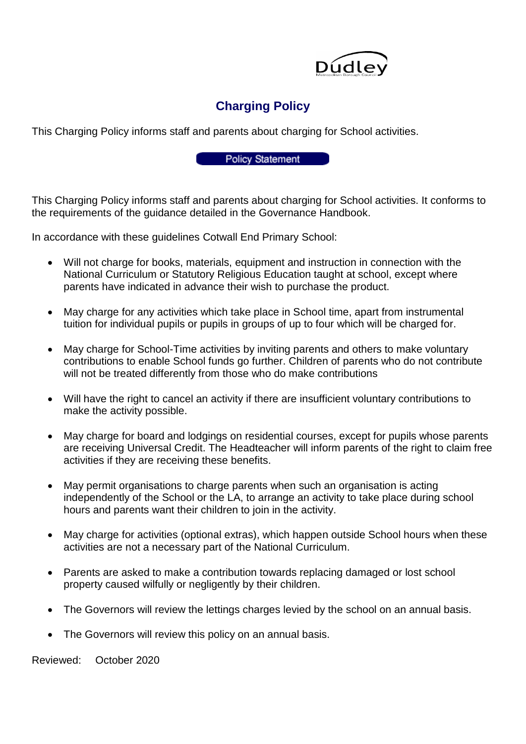Dudley

Metropolitan Borough Council

# Charging Policy

This Charging Policy informs staff and parents about charging for School activities.

**Policy Statement**

This Charging Policy informs staff and parents about charging for School activities. It conforms to the requirements of the guidance detailed in the Governance Handbook.

In accordance with these guidelines Cotwall End Primary School:

- Will not charge for books, materials, equipment and instruction in connection with the National Curriculum or Statutory Religious Education taught at school, except where parents have indicated in advance their wish to purchase the product.
- May charge for any activities which take place in School time, apart from instrumental tuition for individual pupils or pupils in groups of up to four which will be charged for.
- May charge for School-Time activities by inviting parents and others to make voluntary contributions to enable School funds go further. Children of parents who do not contribute will not be treated differently from those who do make contributions
- Will have the right to cancel an activity if there are insufficient voluntary contributions to make the activity possible.
- May charge for board and lodgings on residential courses, except for pupils whose parents are receiving Universal Credit. The Headteacher will inform parents of the right to claim free activities if they are receiving these benefits.
- May permit organisations to charge parents when such an organisation is acting independently of the School or the LA, to arrange an activity to take place during school hours and parents want their children to join in the activity.
- May charge for activities (optional extras), which happen outside School hours when these activities are not a necessary part of the National Curriculum.
- Parents are asked to make a contribution towards replacing damaged or lost school property caused wilfully or negligently by their children.
- The Governors will review the lettings charges levied by the school on an annual basis.
- The Governors will review this policy on an annual basis.

Reviewed: October 2020